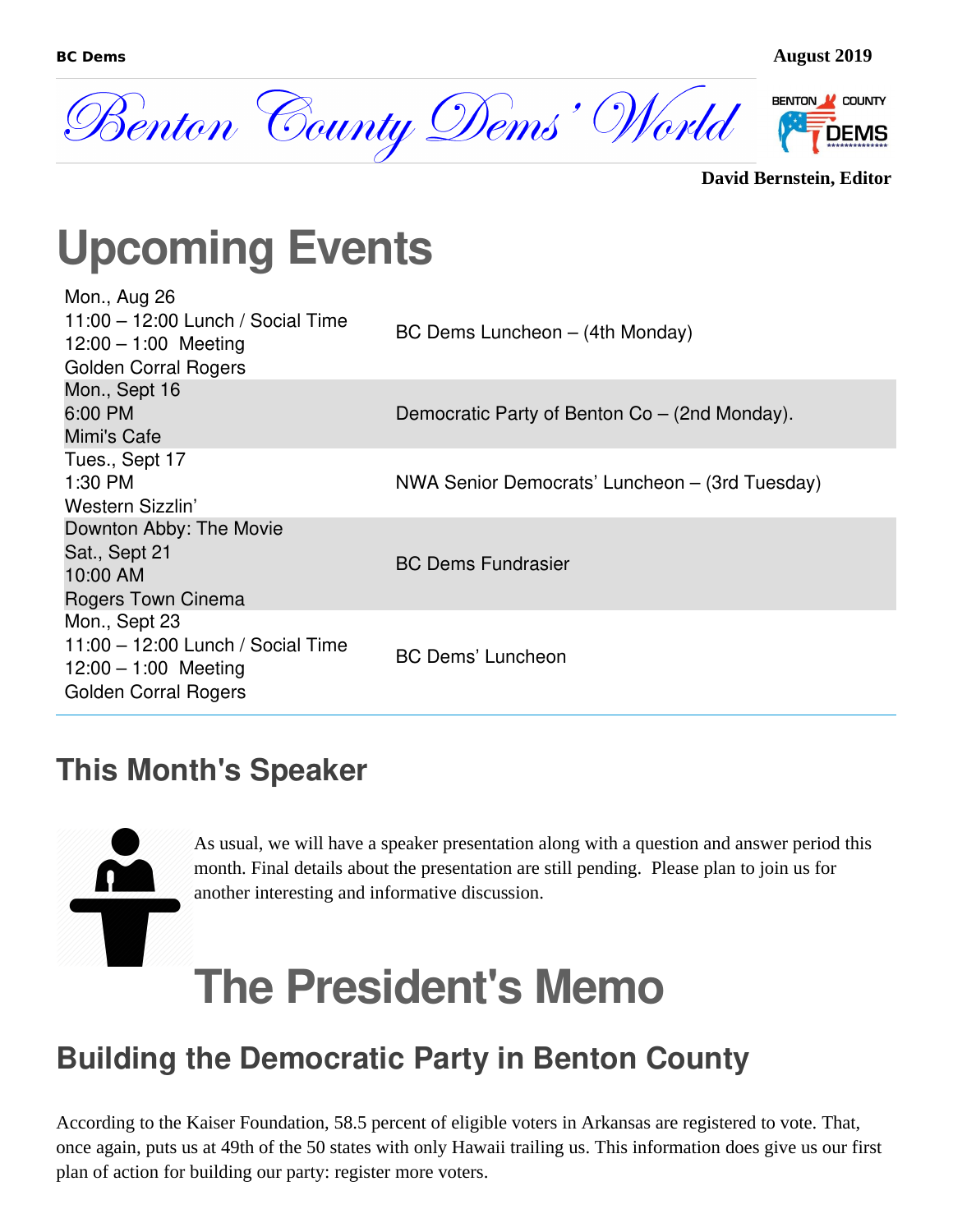# Benton County Dems' World

**David Bernstein, Editor**

# Upcoming Events

| Date / Time / Location | Event |
| --- | --- |
| Mon., Aug 26<br>11:00 – 12:00 Lunch / Social Time<br>12:00 – 1:00 Meeting<br>Golden Corral Rogers | BC Dems Luncheon – (4th Monday) |
| Mon., Sept 16<br>6:00 PM<br>Mimi's Cafe | Democratic Party of Benton Co – (2nd Monday). |
| Tues., Sept 17<br>1:30 PM<br>Western Sizzlin' | NWA Senior Democrats' Luncheon – (3rd Tuesday) |
| Downton Abby: The Movie<br>Sat., Sept 21<br>10:00 AM<br>Rogers Town Cinema | BC Dems Fundrasier |
| Mon., Sept 23<br>11:00 – 12:00 Lunch / Social Time<br>12:00 – 1:00 Meeting<br>Golden Corral Rogers | BC Dems' Luncheon |

## This Month's Speaker

As usual, we will have a speaker presentation along with a question and answer period this month. Final details about the presentation are still pending. Please plan to join us for another interesting and informative discussion.

# The President's Memo

## Building the Democratic Party in Benton County

According to the Kaiser Foundation, 58.5 percent of eligible voters in Arkansas are registered to vote. That, once again, puts us at 49th of the 50 states with only Hawaii trailing us. This information does give us our first plan of action for building our party: register more voters.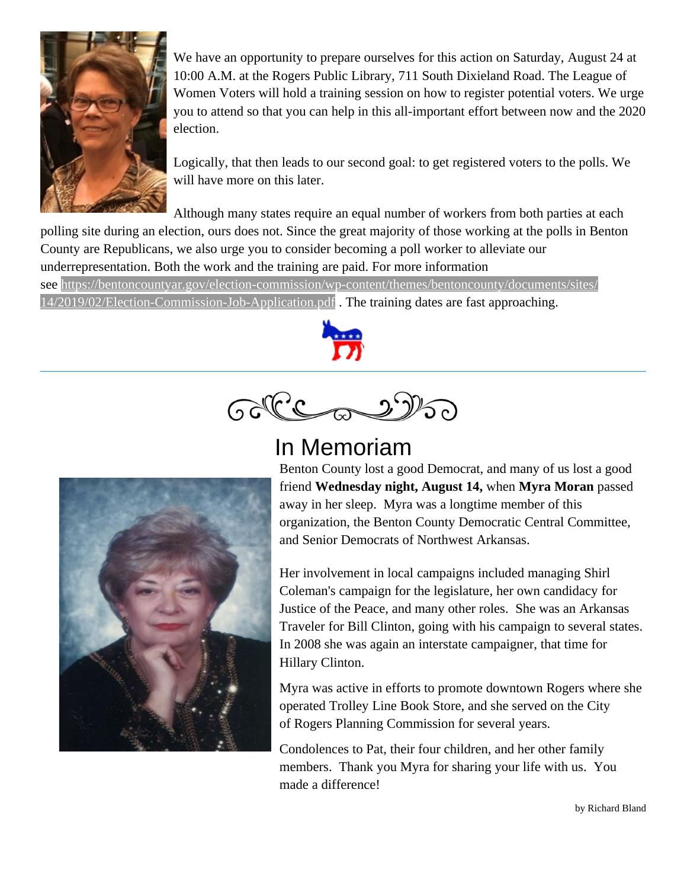We have an opportunity to prepare ourselves for this action on Saturday, August 24 at 10:00 A.M. at the Rogers Public Library, 711 South Dixieland Road. The League of Women Voters will hold a training session on how to register potential voters. We urge you to attend so that you can help in this all-important effort between now and the 2020 election.

Logically, that then leads to our second goal: to get registered voters to the polls. We will have more on this later.

Although many states require an equal number of workers from both parties at each polling site during an election, ours does not. Since the great majority of those working at the polls in Benton County are Republicans, we also urge you to consider becoming a poll worker to alleviate our underrepresentation. Both the work and the training are paid. For more information see https://bentoncountyar.gov/election-commission/wp-content/themes/bentoncounty/documents/sites/14/2019/02/Election-Commission-Job-Application.pdf . The training dates are fast approaching.

---

## In Memoriam

Benton County lost a good Democrat, and many of us lost a good friend **Wednesday night, August 14,** when **Myra Moran** passed away in her sleep. Myra was a longtime member of this organization, the Benton County Democratic Central Committee, and Senior Democrats of Northwest Arkansas.

Her involvement in local campaigns included managing Shirl Coleman's campaign for the legislature, her own candidacy for Justice of the Peace, and many other roles. She was an Arkansas Traveler for Bill Clinton, going with his campaign to several states. In 2008 she was again an interstate campaigner, that time for Hillary Clinton.

Myra was active in efforts to promote downtown Rogers where she operated Trolley Line Book Store, and she served on the City of Rogers Planning Commission for several years.

Condolences to Pat, their four children, and her other family members. Thank you Myra for sharing your life with us. You made a difference!

by Richard Bland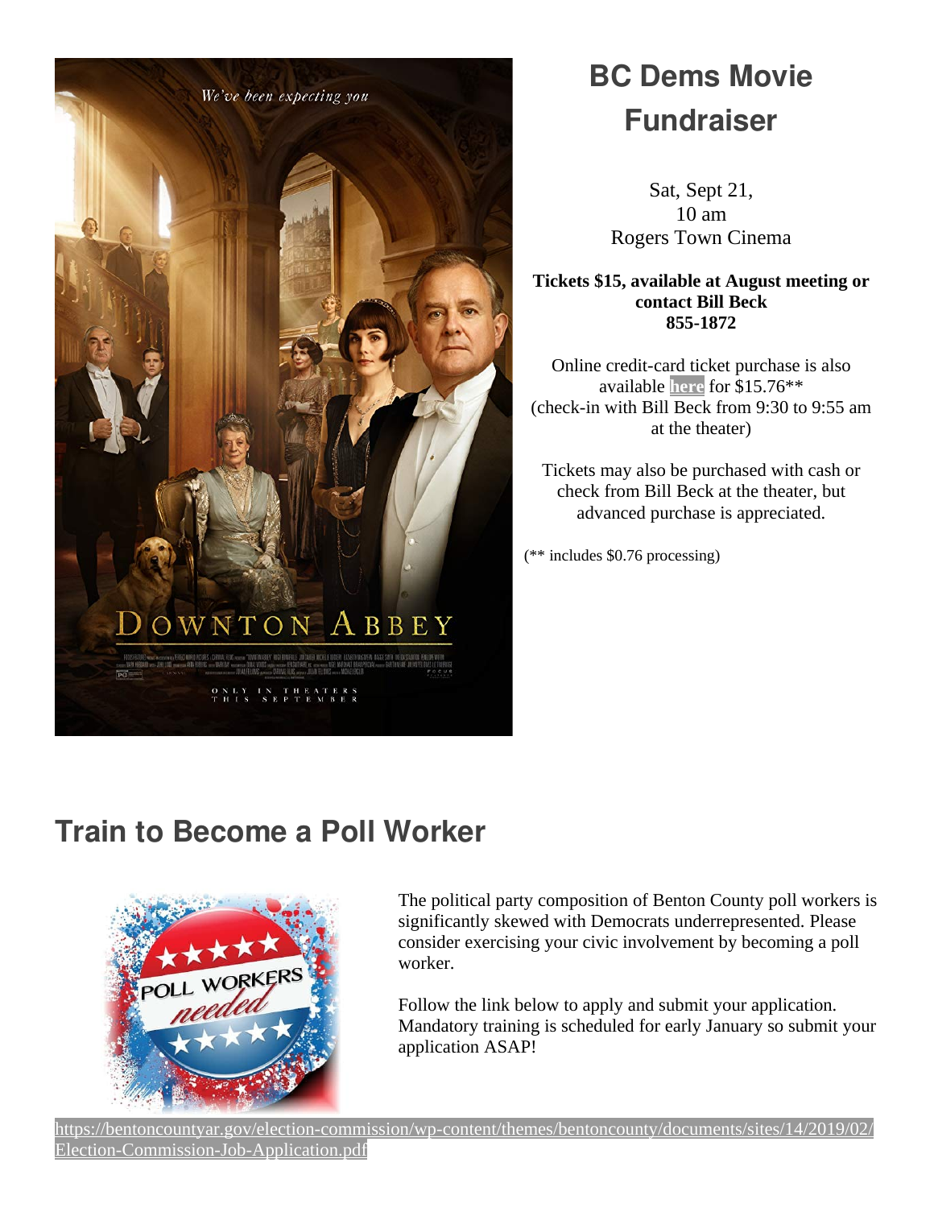## BC Dems Movie Fundraiser

Sat, Sept 21,
10 am
Rogers Town Cinema

**Tickets $15, available at August meeting or contact Bill Beck 855-1872**

Online credit-card ticket purchase is also available here for $15.76**
(check-in with Bill Beck from 9:30 to 9:55 am at the theater)

Tickets may also be purchased with cash or check from Bill Beck at the theater, but advanced purchase is appreciated.

(** includes $0.76 processing)

## Train to Become a Poll Worker

The political party composition of Benton County poll workers is significantly skewed with Democrats underrepresented. Please consider exercising your civic involvement by becoming a poll worker.

Follow the link below to apply and submit your application. Mandatory training is scheduled for early January so submit your application ASAP!

https://bentoncountyar.gov/election-commission/wp-content/themes/bentoncounty/documents/sites/14/2019/02/Election-Commission-Job-Application.pdf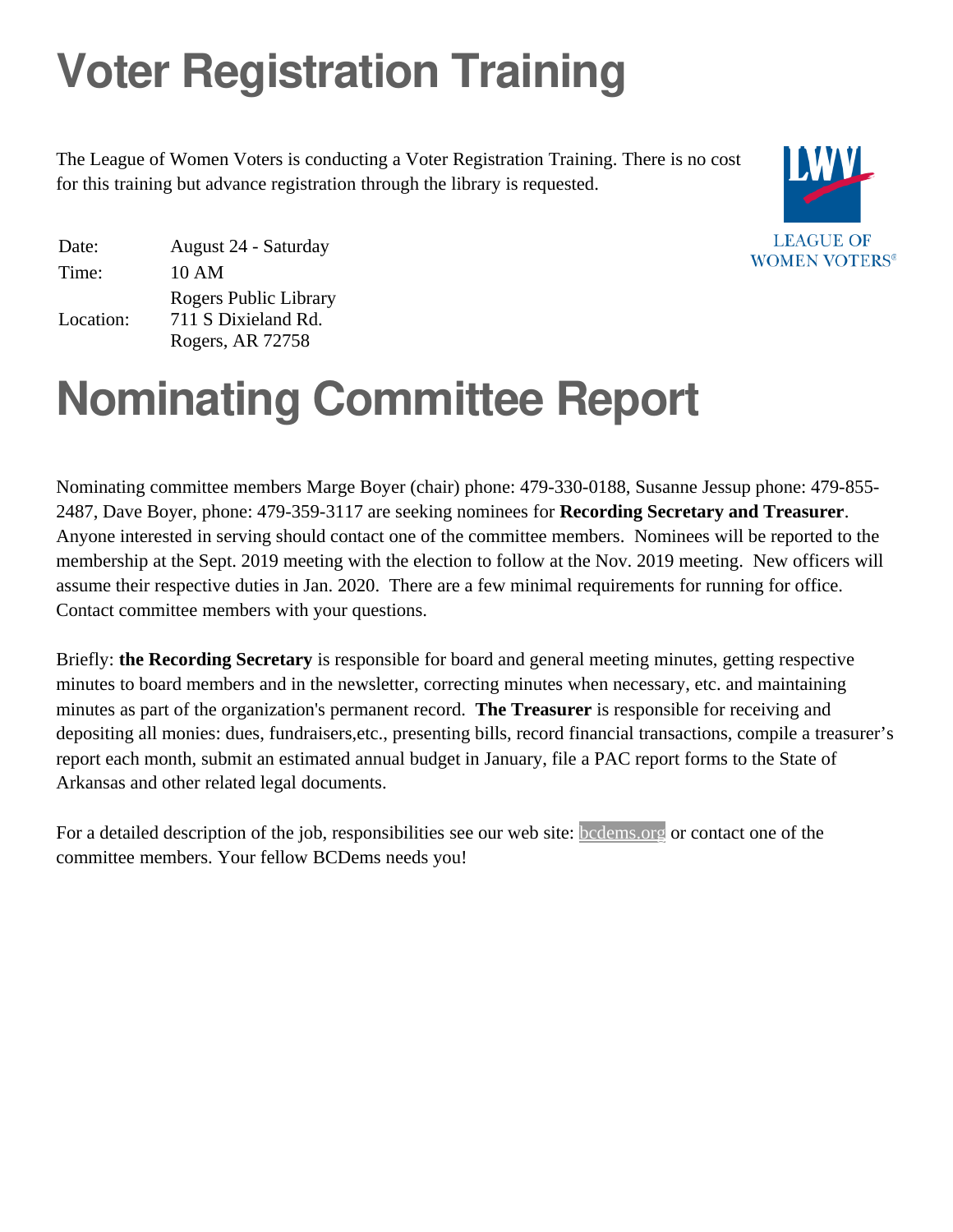# Voter Registration Training

The League of Women Voters is conducting a Voter Registration Training. There is no cost for this training but advance registration through the library is requested.

LEAGUE OF WOMEN VOTERS®

| | |
|---|---|
| Date: | August 24 - Saturday |
| Time: | 10 AM |
| Location: | Rogers Public Library<br>711 S Dixieland Rd.<br>Rogers, AR 72758 |

# Nominating Committee Report

Nominating committee members Marge Boyer (chair) phone: 479-330-0188, Susanne Jessup phone: 479-855-2487, Dave Boyer, phone: 479-359-3117 are seeking nominees for **Recording Secretary and Treasurer**. Anyone interested in serving should contact one of the committee members. Nominees will be reported to the membership at the Sept. 2019 meeting with the election to follow at the Nov. 2019 meeting. New officers will assume their respective duties in Jan. 2020. There are a few minimal requirements for running for office. Contact committee members with your questions.

Briefly: **the Recording Secretary** is responsible for board and general meeting minutes, getting respective minutes to board members and in the newsletter, correcting minutes when necessary, etc. and maintaining minutes as part of the organization's permanent record. **The Treasurer** is responsible for receiving and depositing all monies: dues, fundraisers,etc., presenting bills, record financial transactions, compile a treasurer's report each month, submit an estimated annual budget in January, file a PAC report forms to the State of Arkansas and other related legal documents.

For a detailed description of the job, responsibilities see our web site: bcdems.org or contact one of the committee members. Your fellow BCDems needs you!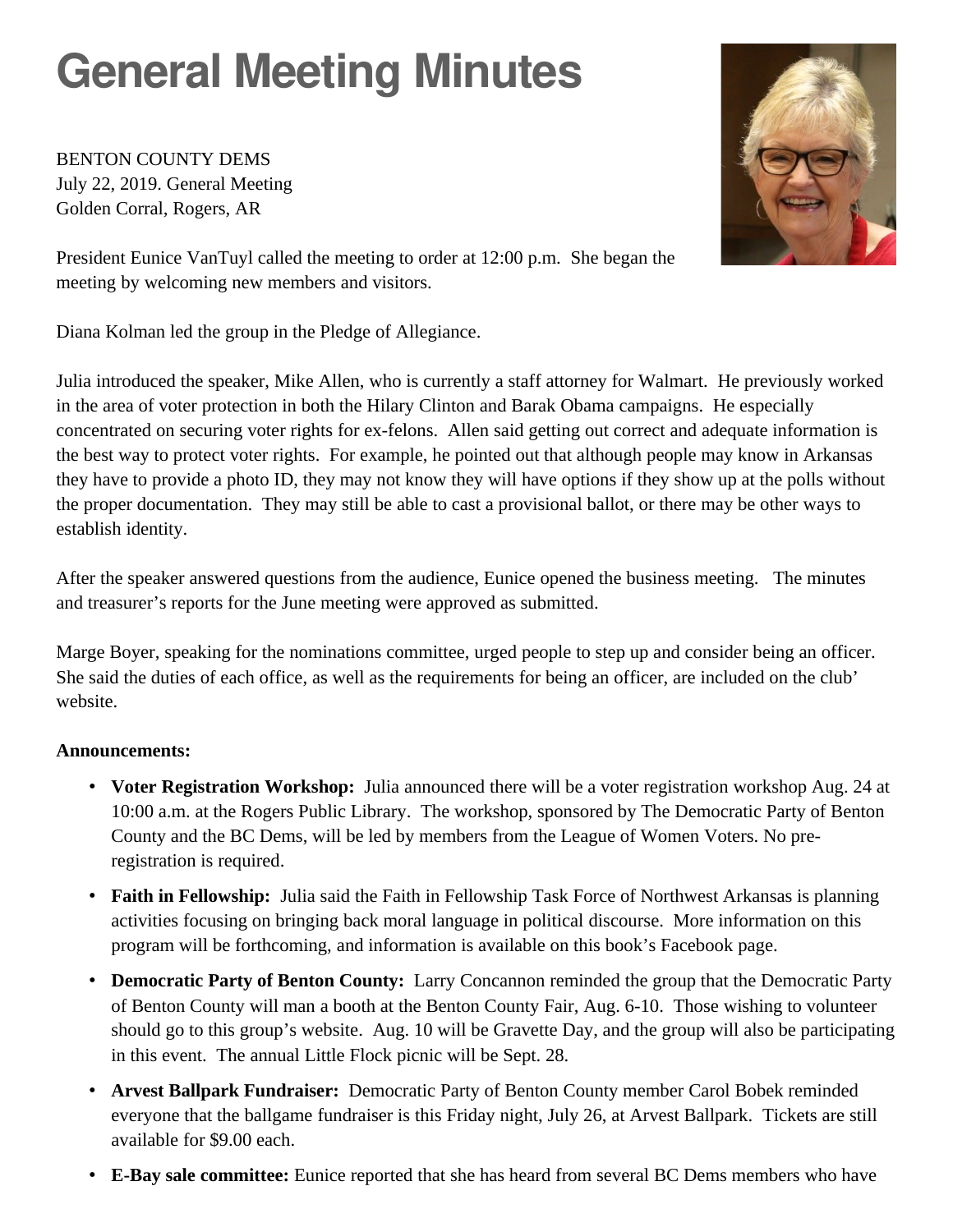# General Meeting Minutes

BENTON COUNTY DEMS
July 22, 2019. General Meeting
Golden Corral, Rogers, AR

President Eunice VanTuyl called the meeting to order at 12:00 p.m. She began the meeting by welcoming new members and visitors.

Diana Kolman led the group in the Pledge of Allegiance.

Julia introduced the speaker, Mike Allen, who is currently a staff attorney for Walmart. He previously worked in the area of voter protection in both the Hilary Clinton and Barak Obama campaigns. He especially concentrated on securing voter rights for ex-felons. Allen said getting out correct and adequate information is the best way to protect voter rights. For example, he pointed out that although people may know in Arkansas they have to provide a photo ID, they may not know they will have options if they show up at the polls without the proper documentation. They may still be able to cast a provisional ballot, or there may be other ways to establish identity.

After the speaker answered questions from the audience, Eunice opened the business meeting. The minutes and treasurer's reports for the June meeting were approved as submitted.

Marge Boyer, speaking for the nominations committee, urged people to step up and consider being an officer. She said the duties of each office, as well as the requirements for being an officer, are included on the club' website.

**Announcements:**

- **Voter Registration Workshop:** Julia announced there will be a voter registration workshop Aug. 24 at 10:00 a.m. at the Rogers Public Library. The workshop, sponsored by The Democratic Party of Benton County and the BC Dems, will be led by members from the League of Women Voters. No pre-registration is required.
- **Faith in Fellowship:** Julia said the Faith in Fellowship Task Force of Northwest Arkansas is planning activities focusing on bringing back moral language in political discourse. More information on this program will be forthcoming, and information is available on this book's Facebook page.
- **Democratic Party of Benton County:** Larry Concannon reminded the group that the Democratic Party of Benton County will man a booth at the Benton County Fair, Aug. 6-10. Those wishing to volunteer should go to this group's website. Aug. 10 will be Gravette Day, and the group will also be participating in this event. The annual Little Flock picnic will be Sept. 28.
- **Arvest Ballpark Fundraiser:** Democratic Party of Benton County member Carol Bobek reminded everyone that the ballgame fundraiser is this Friday night, July 26, at Arvest Ballpark. Tickets are still available for $9.00 each.
- **E-Bay sale committee:** Eunice reported that she has heard from several BC Dems members who have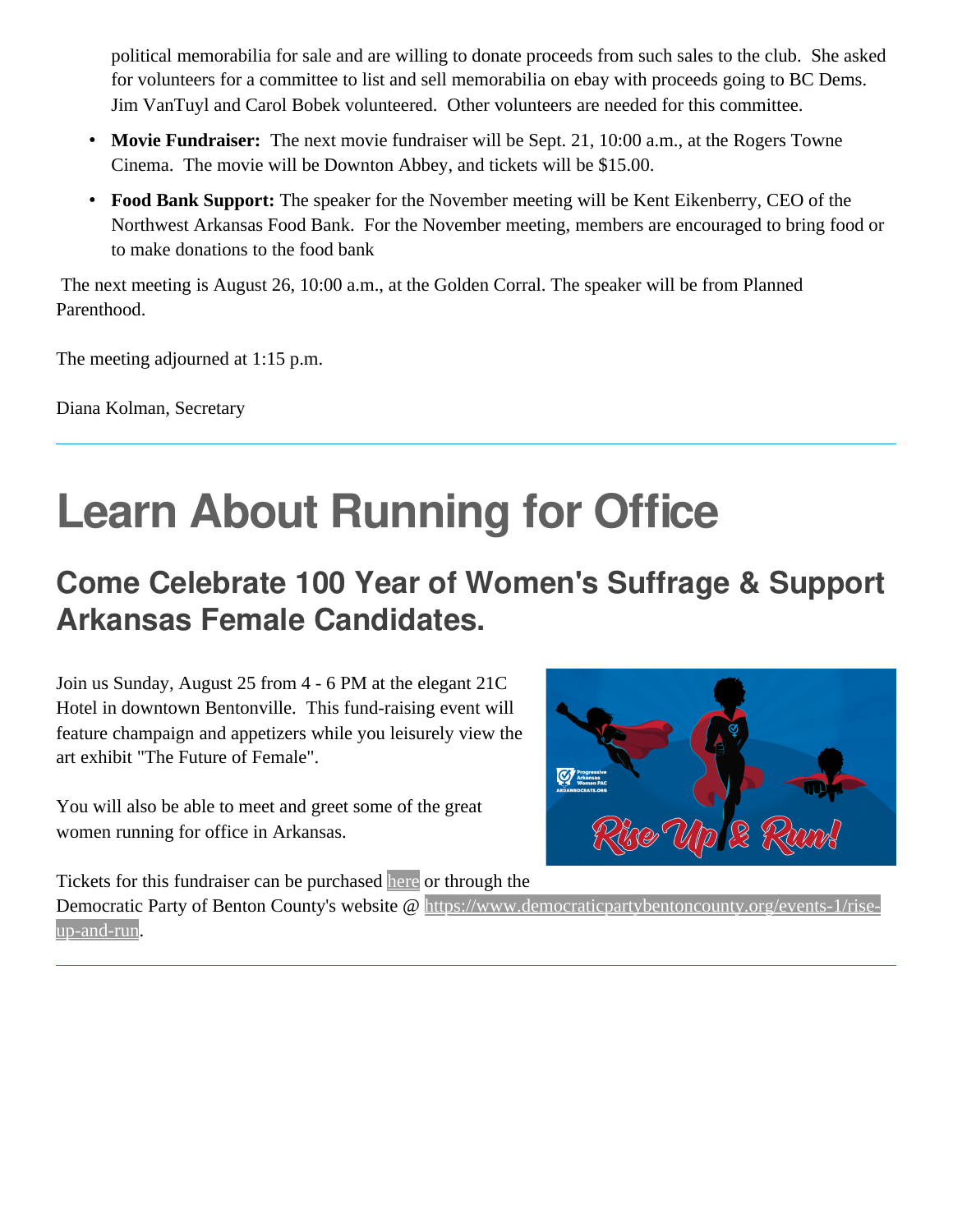political memorabilia for sale and are willing to donate proceeds from such sales to the club. She asked for volunteers for a committee to list and sell memorabilia on ebay with proceeds going to BC Dems. Jim VanTuyl and Carol Bobek volunteered. Other volunteers are needed for this committee.

- **Movie Fundraiser:** The next movie fundraiser will be Sept. 21, 10:00 a.m., at the Rogers Towne Cinema. The movie will be Downton Abbey, and tickets will be $15.00.
- **Food Bank Support:** The speaker for the November meeting will be Kent Eikenberry, CEO of the Northwest Arkansas Food Bank. For the November meeting, members are encouraged to bring food or to make donations to the food bank

The next meeting is August 26, 10:00 a.m., at the Golden Corral. The speaker will be from Planned Parenthood.

The meeting adjourned at 1:15 p.m.

Diana Kolman, Secretary

---

# Learn About Running for Office

## Come Celebrate 100 Year of Women's Suffrage & Support Arkansas Female Candidates.

Join us Sunday, August 25 from 4 - 6 PM at the elegant 21C Hotel in downtown Bentonville. This fund-raising event will feature champaign and appetizers while you leisurely view the art exhibit "The Future of Female".

You will also be able to meet and greet some of the great women running for office in Arkansas.

Tickets for this fundraiser can be purchased [here]() or through the Democratic Party of Benton County's website @ [https://www.democraticpartybentoncounty.org/events-1/rise-up-and-run](https://www.democraticpartybentoncounty.org/events-1/rise-up-and-run).

---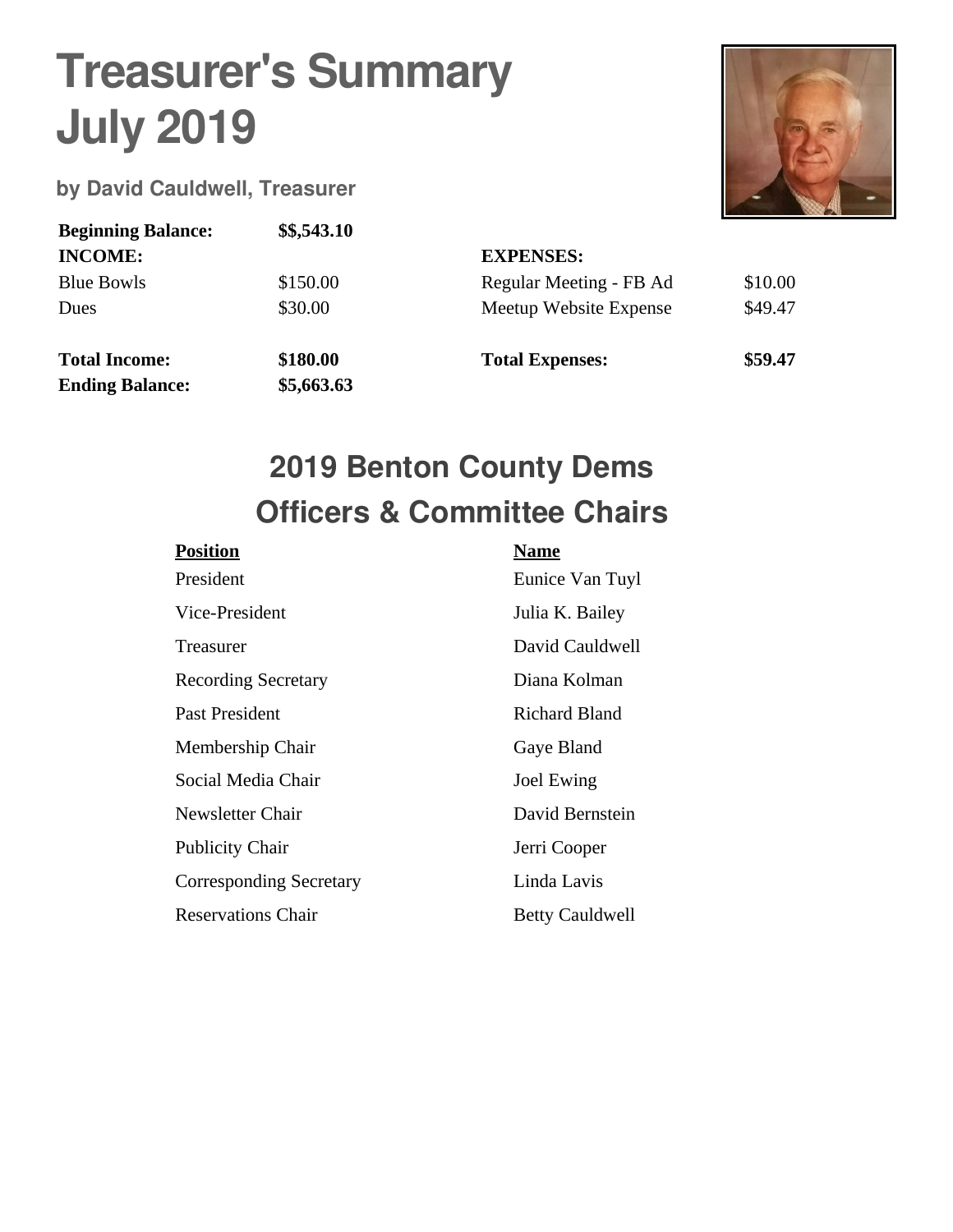# Treasurer's Summary July 2019

**by David Cauldwell, Treasurer**

| | | | |
|---|---|---|---|
| **Beginning Balance:** | **$$,543.10** | | |
| **INCOME:** | | **EXPENSES:** | |
| Blue Bowls | $150.00 | Regular Meeting - FB Ad | $10.00 |
| Dues | $30.00 | Meetup Website Expense | $49.47 |
| **Total Income:** | **$180.00** | **Total Expenses:** | **$59.47** |
| **Ending Balance:** | **$5,663.63** | | |

## 2019 Benton County Dems Officers & Committee Chairs

| Position | Name |
|---|---|
| President | Eunice Van Tuyl |
| Vice-President | Julia K. Bailey |
| Treasurer | David Cauldwell |
| Recording Secretary | Diana Kolman |
| Past President | Richard Bland |
| Membership Chair | Gaye Bland |
| Social Media Chair | Joel Ewing |
| Newsletter Chair | David Bernstein |
| Publicity Chair | Jerri Cooper |
| Corresponding Secretary | Linda Lavis |
| Reservations Chair | Betty Cauldwell |